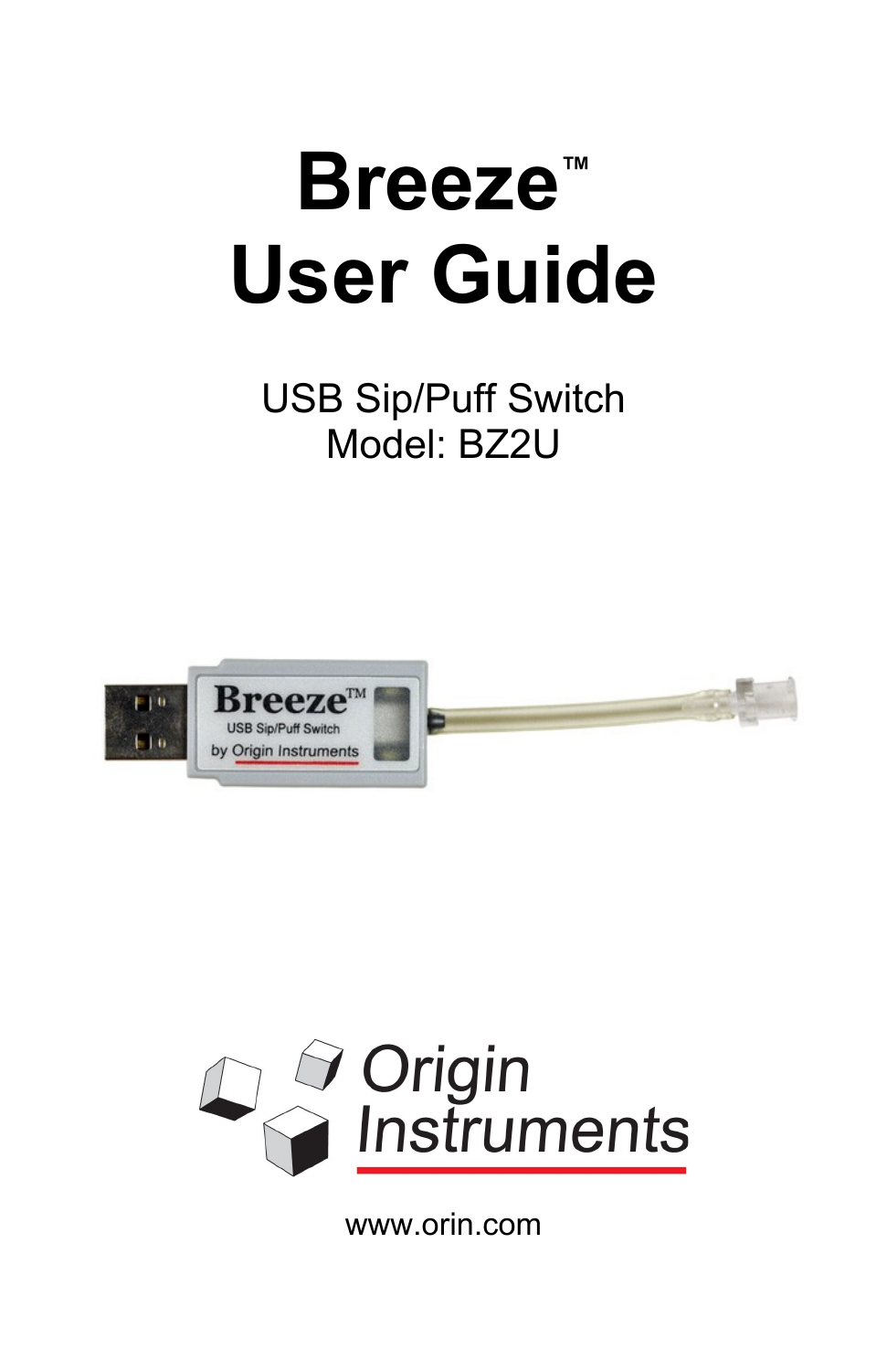# Breeze™ User Guide

USB Sip/Puff Switch
Model: BZ2U

Origin Instruments

www.orin.com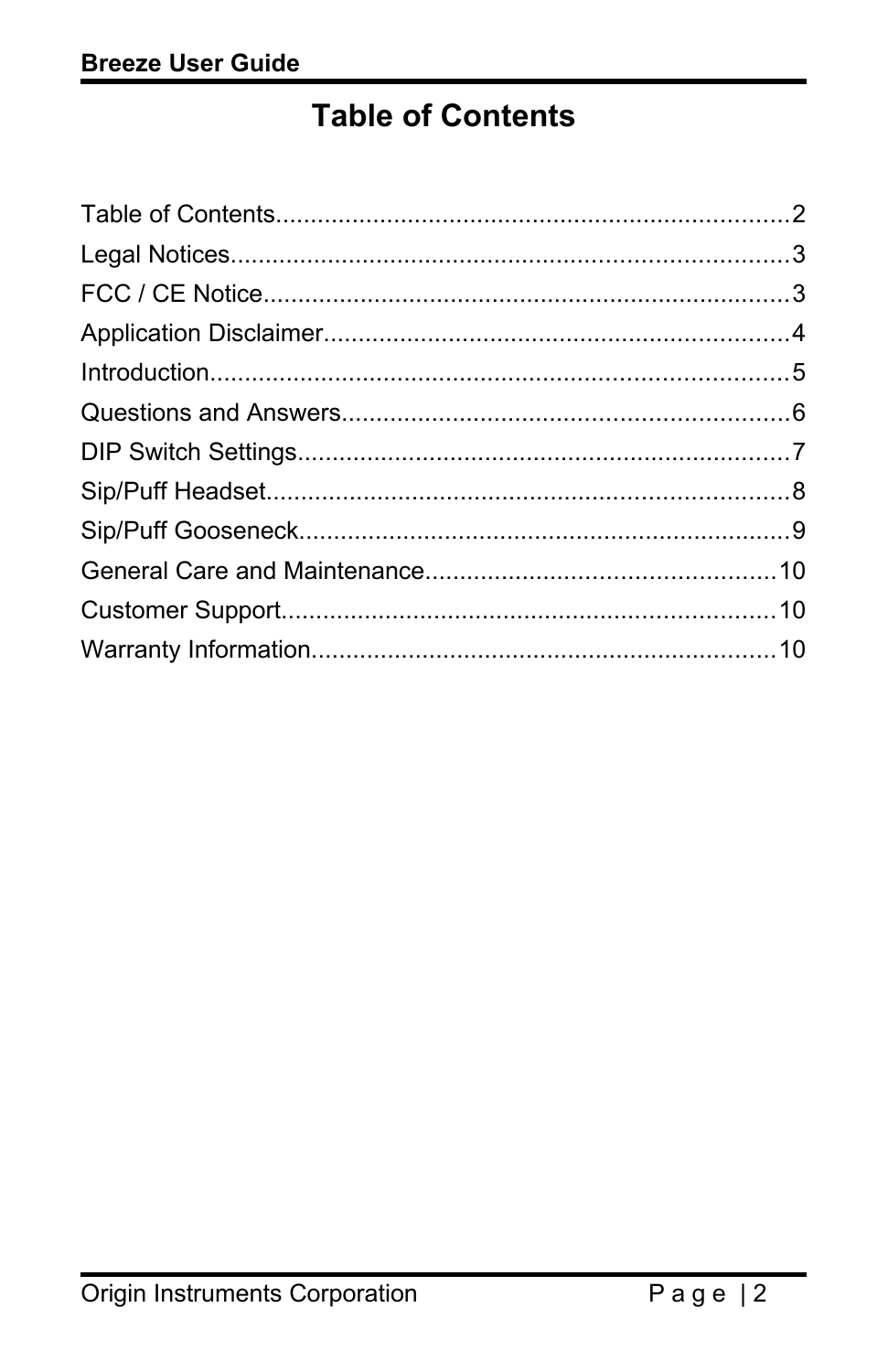# Table of Contents

| Section | Page |
|---|---|
| Table of Contents | 2 |
| Legal Notices | 3 |
| FCC / CE Notice | 3 |
| Application Disclaimer | 4 |
| Introduction | 5 |
| Questions and Answers | 6 |
| DIP Switch Settings | 7 |
| Sip/Puff Headset | 8 |
| Sip/Puff Gooseneck | 9 |
| General Care and Maintenance | 10 |
| Customer Support | 10 |
| Warranty Information | 10 |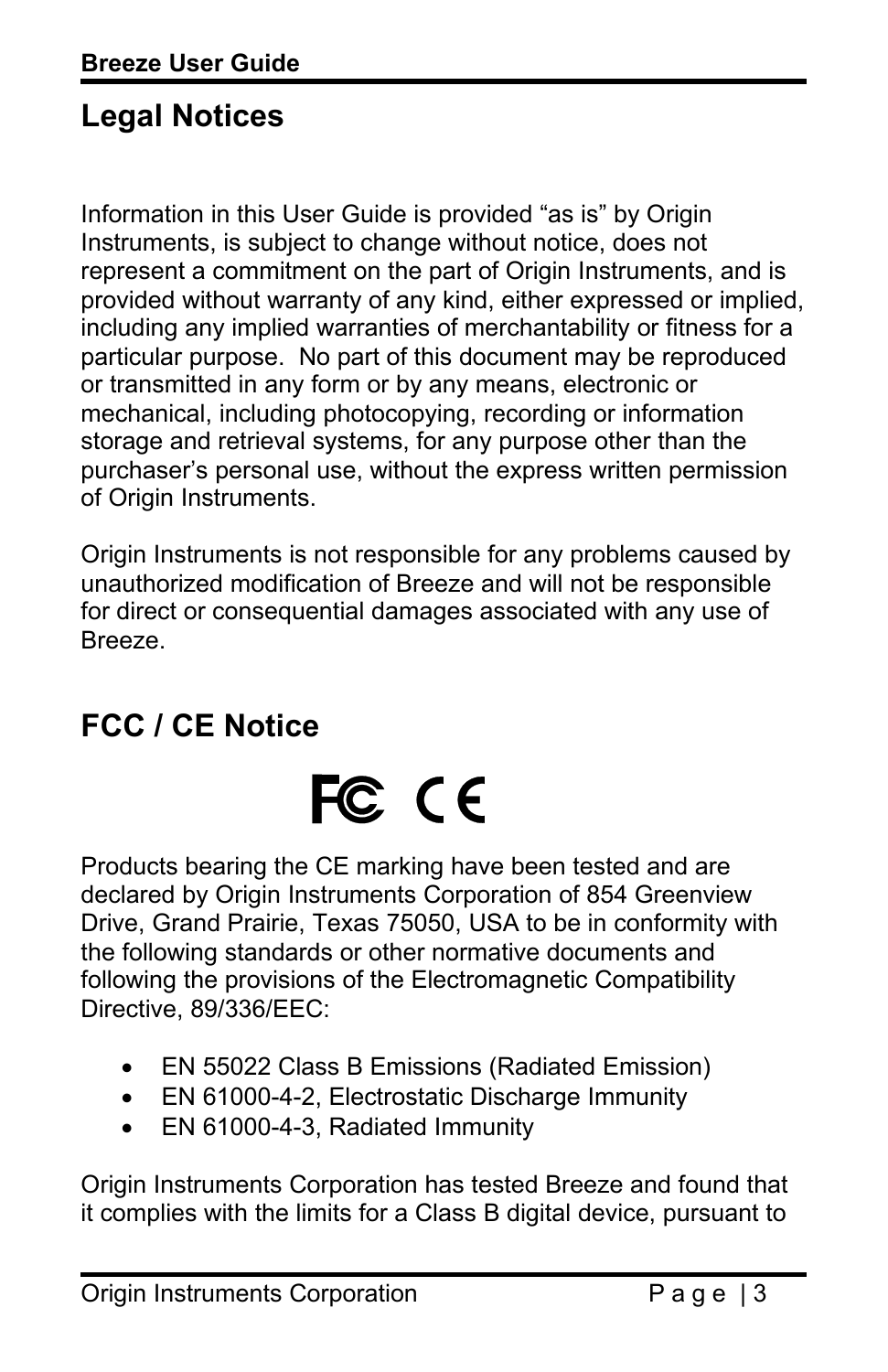## Legal Notices

Information in this User Guide is provided “as is” by Origin Instruments, is subject to change without notice, does not represent a commitment on the part of Origin Instruments, and is provided without warranty of any kind, either expressed or implied, including any implied warranties of merchantability or fitness for a particular purpose. No part of this document may be reproduced or transmitted in any form or by any means, electronic or mechanical, including photocopying, recording or information storage and retrieval systems, for any purpose other than the purchaser’s personal use, without the express written permission of Origin Instruments.

Origin Instruments is not responsible for any problems caused by unauthorized modification of Breeze and will not be responsible for direct or consequential damages associated with any use of Breeze.

## FCC / CE Notice

Products bearing the CE marking have been tested and are declared by Origin Instruments Corporation of 854 Greenview Drive, Grand Prairie, Texas 75050, USA to be in conformity with the following standards or other normative documents and following the provisions of the Electromagnetic Compatibility Directive, 89/336/EEC:

- EN 55022 Class B Emissions (Radiated Emission)
- EN 61000-4-2, Electrostatic Discharge Immunity
- EN 61000-4-3, Radiated Immunity

Origin Instruments Corporation has tested Breeze and found that it complies with the limits for a Class B digital device, pursuant to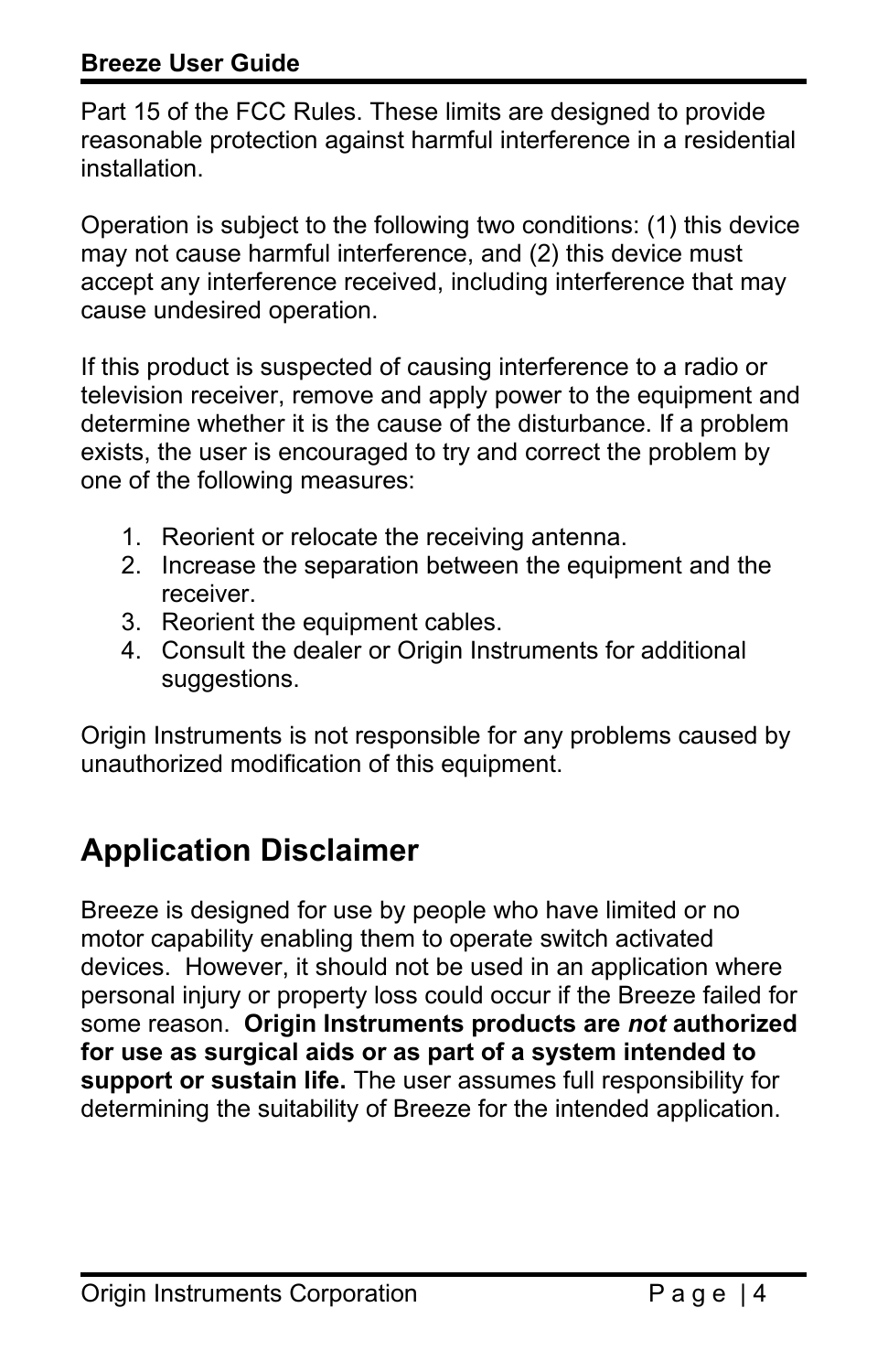Part 15 of the FCC Rules. These limits are designed to provide reasonable protection against harmful interference in a residential installation.

Operation is subject to the following two conditions: (1) this device may not cause harmful interference, and (2) this device must accept any interference received, including interference that may cause undesired operation.

If this product is suspected of causing interference to a radio or television receiver, remove and apply power to the equipment and determine whether it is the cause of the disturbance. If a problem exists, the user is encouraged to try and correct the problem by one of the following measures:

1. Reorient or relocate the receiving antenna.
2. Increase the separation between the equipment and the receiver.
3. Reorient the equipment cables.
4. Consult the dealer or Origin Instruments for additional suggestions.

Origin Instruments is not responsible for any problems caused by unauthorized modification of this equipment.

## Application Disclaimer

Breeze is designed for use by people who have limited or no motor capability enabling them to operate switch activated devices. However, it should not be used in an application where personal injury or property loss could occur if the Breeze failed for some reason. **Origin Instruments products are *not* authorized for use as surgical aids or as part of a system intended to support or sustain life.** The user assumes full responsibility for determining the suitability of Breeze for the intended application.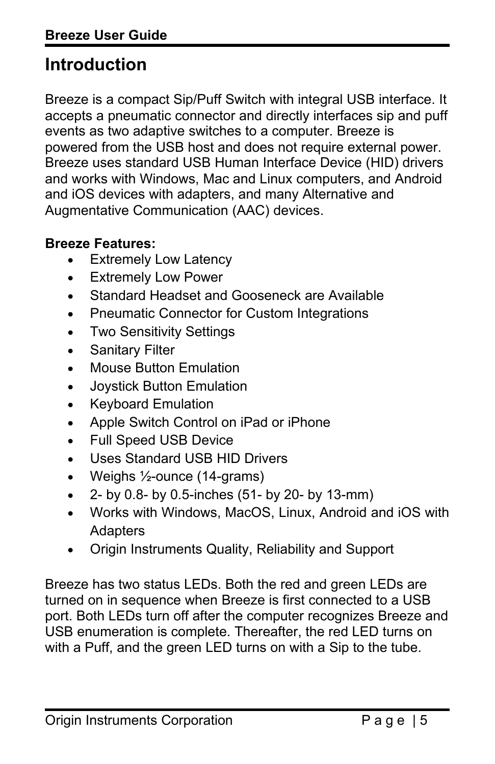# Introduction

Breeze is a compact Sip/Puff Switch with integral USB interface. It accepts a pneumatic connector and directly interfaces sip and puff events as two adaptive switches to a computer. Breeze is powered from the USB host and does not require external power. Breeze uses standard USB Human Interface Device (HID) drivers and works with Windows, Mac and Linux computers, and Android and iOS devices with adapters, and many Alternative and Augmentative Communication (AAC) devices.

**Breeze Features:**

- Extremely Low Latency
- Extremely Low Power
- Standard Headset and Gooseneck are Available
- Pneumatic Connector for Custom Integrations
- Two Sensitivity Settings
- Sanitary Filter
- Mouse Button Emulation
- Joystick Button Emulation
- Keyboard Emulation
- Apple Switch Control on iPad or iPhone
- Full Speed USB Device
- Uses Standard USB HID Drivers
- Weighs ½-ounce (14-grams)
- 2- by 0.8- by 0.5-inches (51- by 20- by 13-mm)
- Works with Windows, MacOS, Linux, Android and iOS with Adapters
- Origin Instruments Quality, Reliability and Support

Breeze has two status LEDs. Both the red and green LEDs are turned on in sequence when Breeze is first connected to a USB port. Both LEDs turn off after the computer recognizes Breeze and USB enumeration is complete. Thereafter, the red LED turns on with a Puff, and the green LED turns on with a Sip to the tube.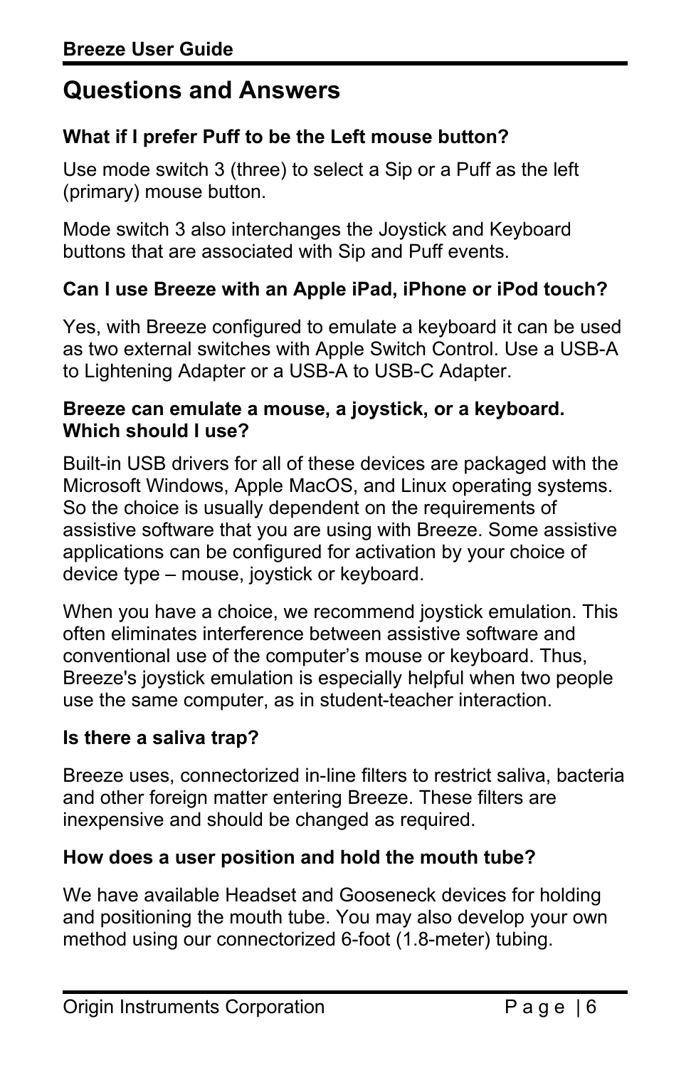## Questions and Answers

**What if I prefer Puff to be the Left mouse button?**

Use mode switch 3 (three) to select a Sip or a Puff as the left (primary) mouse button.

Mode switch 3 also interchanges the Joystick and Keyboard buttons that are associated with Sip and Puff events.

**Can I use Breeze with an Apple iPad, iPhone or iPod touch?**

Yes, with Breeze configured to emulate a keyboard it can be used as two external switches with Apple Switch Control. Use a USB-A to Lightening Adapter or a USB-A to USB-C Adapter.

**Breeze can emulate a mouse, a joystick, or a keyboard. Which should I use?**

Built-in USB drivers for all of these devices are packaged with the Microsoft Windows, Apple MacOS, and Linux operating systems. So the choice is usually dependent on the requirements of assistive software that you are using with Breeze. Some assistive applications can be configured for activation by your choice of device type – mouse, joystick or keyboard.

When you have a choice, we recommend joystick emulation. This often eliminates interference between assistive software and conventional use of the computer's mouse or keyboard. Thus, Breeze's joystick emulation is especially helpful when two people use the same computer, as in student-teacher interaction.

**Is there a saliva trap?**

Breeze uses, connectorized in-line filters to restrict saliva, bacteria and other foreign matter entering Breeze. These filters are inexpensive and should be changed as required.

**How does a user position and hold the mouth tube?**

We have available Headset and Gooseneck devices for holding and positioning the mouth tube. You may also develop your own method using our connectorized 6-foot (1.8-meter) tubing.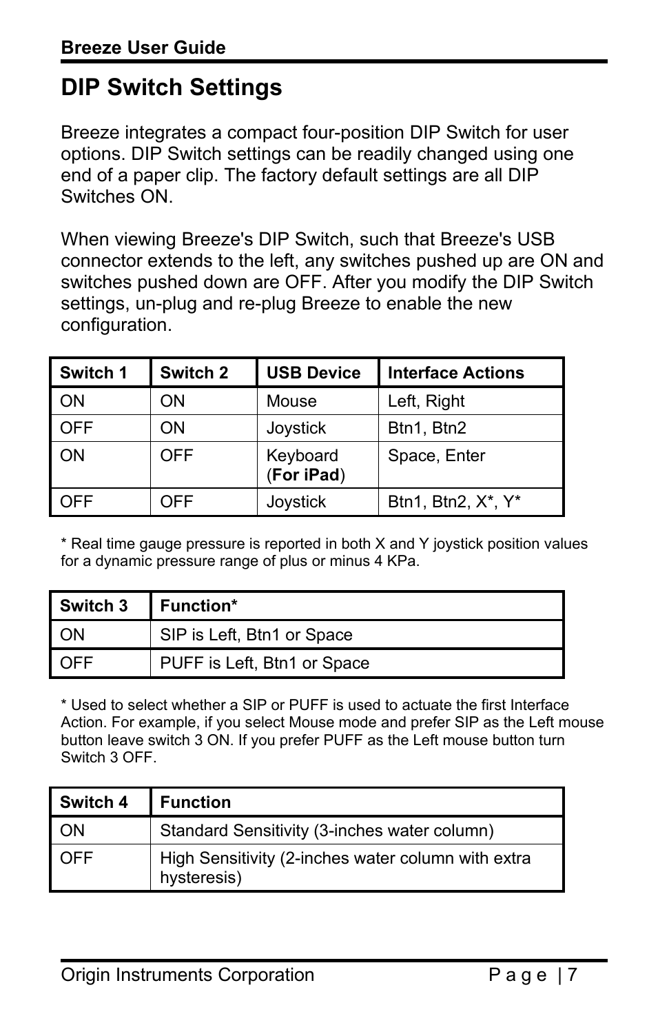# DIP Switch Settings

Breeze integrates a compact four-position DIP Switch for user options. DIP Switch settings can be readily changed using one end of a paper clip. The factory default settings are all DIP Switches ON.

When viewing Breeze's DIP Switch, such that Breeze's USB connector extends to the left, any switches pushed up are ON and switches pushed down are OFF. After you modify the DIP Switch settings, un-plug and re-plug Breeze to enable the new configuration.

| Switch 1 | Switch 2 | USB Device | Interface Actions |
|---|---|---|---|
| ON | ON | Mouse | Left, Right |
| OFF | ON | Joystick | Btn1, Btn2 |
| ON | OFF | Keyboard (**For iPad**) | Space, Enter |
| OFF | OFF | Joystick | Btn1, Btn2, X*, Y* |

\* Real time gauge pressure is reported in both X and Y joystick position values for a dynamic pressure range of plus or minus 4 KPa.

| Switch 3 | Function* |
|---|---|
| ON | SIP is Left, Btn1 or Space |
| OFF | PUFF is Left, Btn1 or Space |

\* Used to select whether a SIP or PUFF is used to actuate the first Interface Action. For example, if you select Mouse mode and prefer SIP as the Left mouse button leave switch 3 ON. If you prefer PUFF as the Left mouse button turn Switch 3 OFF.

| Switch 4 | Function |
|---|---|
| ON | Standard Sensitivity (3-inches water column) |
| OFF | High Sensitivity (2-inches water column with extra hysteresis) |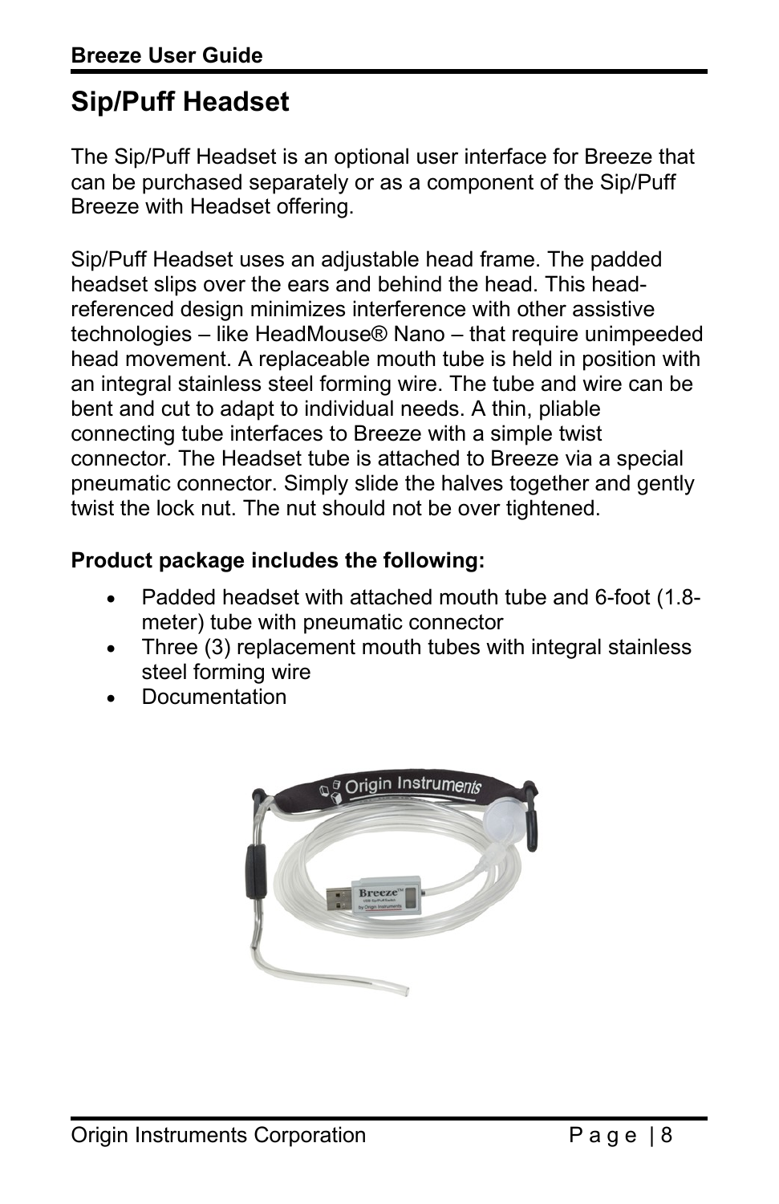## Sip/Puff Headset

The Sip/Puff Headset is an optional user interface for Breeze that can be purchased separately or as a component of the Sip/Puff Breeze with Headset offering.

Sip/Puff Headset uses an adjustable head frame. The padded headset slips over the ears and behind the head. This head-referenced design minimizes interference with other assistive technologies – like HeadMouse® Nano – that require unimpeeded head movement. A replaceable mouth tube is held in position with an integral stainless steel forming wire. The tube and wire can be bent and cut to adapt to individual needs. A thin, pliable connecting tube interfaces to Breeze with a simple twist connector. The Headset tube is attached to Breeze via a special pneumatic connector. Simply slide the halves together and gently twist the lock nut. The nut should not be over tightened.

**Product package includes the following:**

- Padded headset with attached mouth tube and 6-foot (1.8-meter) tube with pneumatic connector
- Three (3) replacement mouth tubes with integral stainless steel forming wire
- Documentation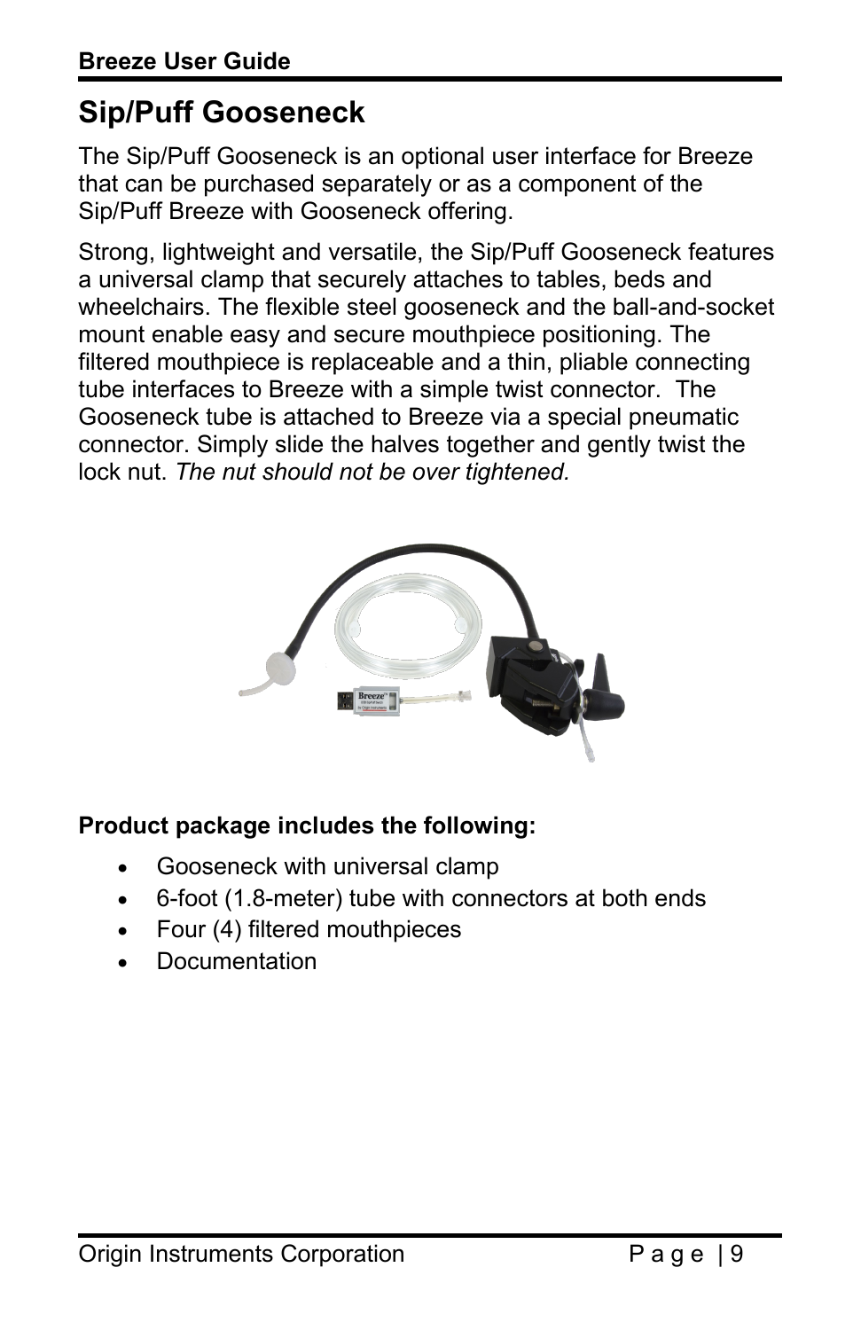## Sip/Puff Gooseneck

The Sip/Puff Gooseneck is an optional user interface for Breeze that can be purchased separately or as a component of the Sip/Puff Breeze with Gooseneck offering.

Strong, lightweight and versatile, the Sip/Puff Gooseneck features a universal clamp that securely attaches to tables, beds and wheelchairs. The flexible steel gooseneck and the ball-and-socket mount enable easy and secure mouthpiece positioning. The filtered mouthpiece is replaceable and a thin, pliable connecting tube interfaces to Breeze with a simple twist connector. The Gooseneck tube is attached to Breeze via a special pneumatic connector. Simply slide the halves together and gently twist the lock nut. *The nut should not be over tightened.*

**Product package includes the following:**

- Gooseneck with universal clamp
- 6-foot (1.8-meter) tube with connectors at both ends
- Four (4) filtered mouthpieces
- Documentation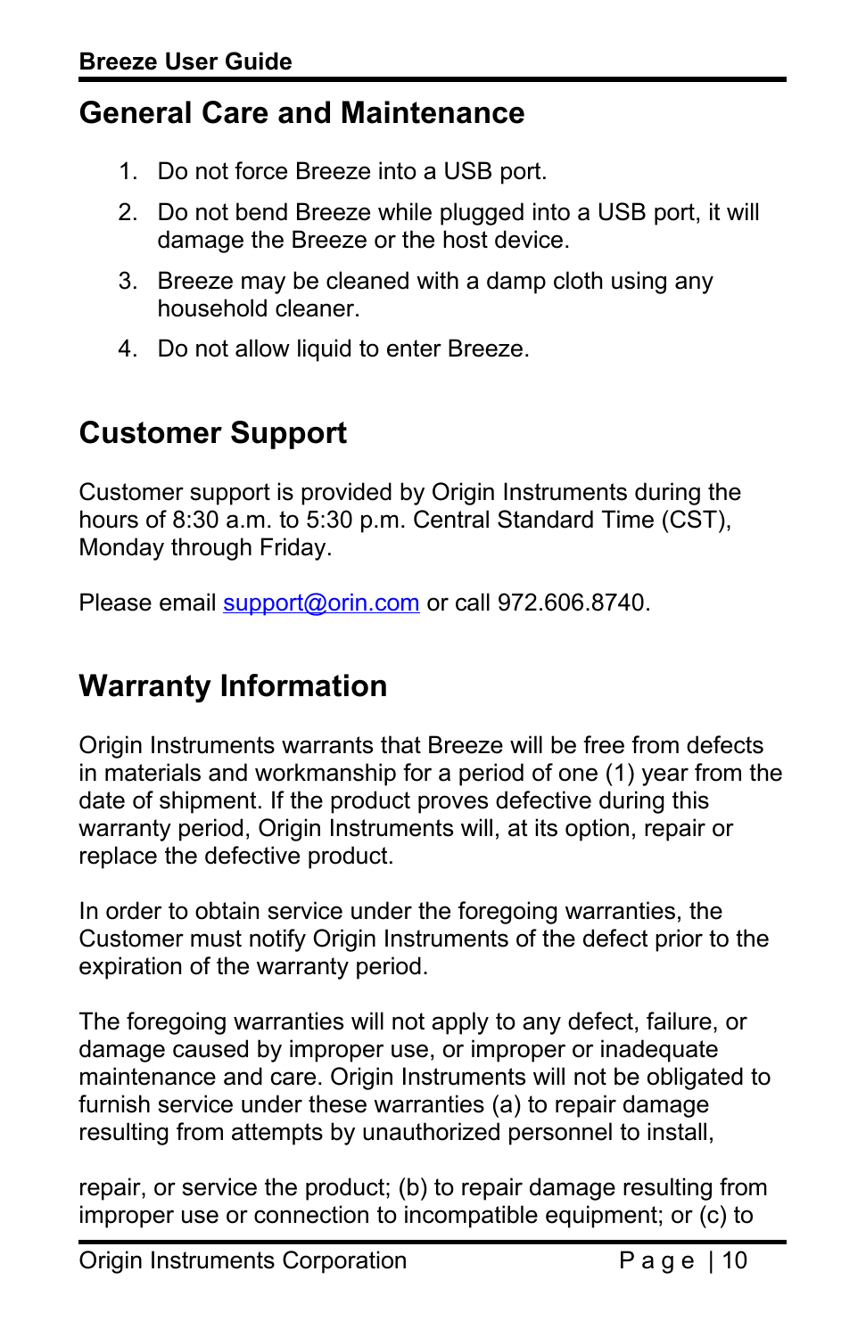## General Care and Maintenance

1. Do not force Breeze into a USB port.
2. Do not bend Breeze while plugged into a USB port, it will damage the Breeze or the host device.
3. Breeze may be cleaned with a damp cloth using any household cleaner.
4. Do not allow liquid to enter Breeze.

## Customer Support

Customer support is provided by Origin Instruments during the hours of 8:30 a.m. to 5:30 p.m. Central Standard Time (CST), Monday through Friday.

Please email support@orin.com or call 972.606.8740.

## Warranty Information

Origin Instruments warrants that Breeze will be free from defects in materials and workmanship for a period of one (1) year from the date of shipment. If the product proves defective during this warranty period, Origin Instruments will, at its option, repair or replace the defective product.

In order to obtain service under the foregoing warranties, the Customer must notify Origin Instruments of the defect prior to the expiration of the warranty period.

The foregoing warranties will not apply to any defect, failure, or damage caused by improper use, or improper or inadequate maintenance and care. Origin Instruments will not be obligated to furnish service under these warranties (a) to repair damage resulting from attempts by unauthorized personnel to install,

repair, or service the product; (b) to repair damage resulting from improper use or connection to incompatible equipment; or (c) to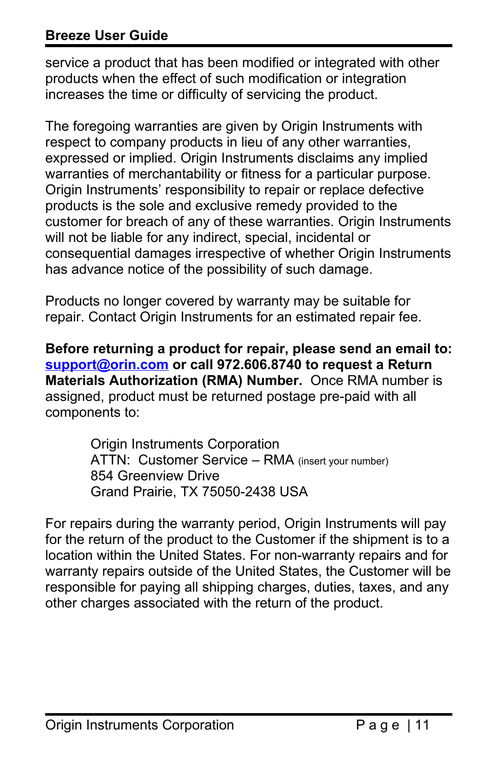service a product that has been modified or integrated with other products when the effect of such modification or integration increases the time or difficulty of servicing the product.

The foregoing warranties are given by Origin Instruments with respect to company products in lieu of any other warranties, expressed or implied. Origin Instruments disclaims any implied warranties of merchantability or fitness for a particular purpose. Origin Instruments' responsibility to repair or replace defective products is the sole and exclusive remedy provided to the customer for breach of any of these warranties. Origin Instruments will not be liable for any indirect, special, incidental or consequential damages irrespective of whether Origin Instruments has advance notice of the possibility of such damage.

Products no longer covered by warranty may be suitable for repair. Contact Origin Instruments for an estimated repair fee.

**Before returning a product for repair, please send an email to: [support@orin.com](mailto:support@orin.com) or call 972.606.8740 to request a Return Materials Authorization (RMA) Number.** Once RMA number is assigned, product must be returned postage pre-paid with all components to:

> Origin Instruments Corporation
> ATTN: Customer Service – RMA (insert your number)
> 854 Greenview Drive
> Grand Prairie, TX 75050-2438 USA

For repairs during the warranty period, Origin Instruments will pay for the return of the product to the Customer if the shipment is to a location within the United States. For non-warranty repairs and for warranty repairs outside of the United States, the Customer will be responsible for paying all shipping charges, duties, taxes, and any other charges associated with the return of the product.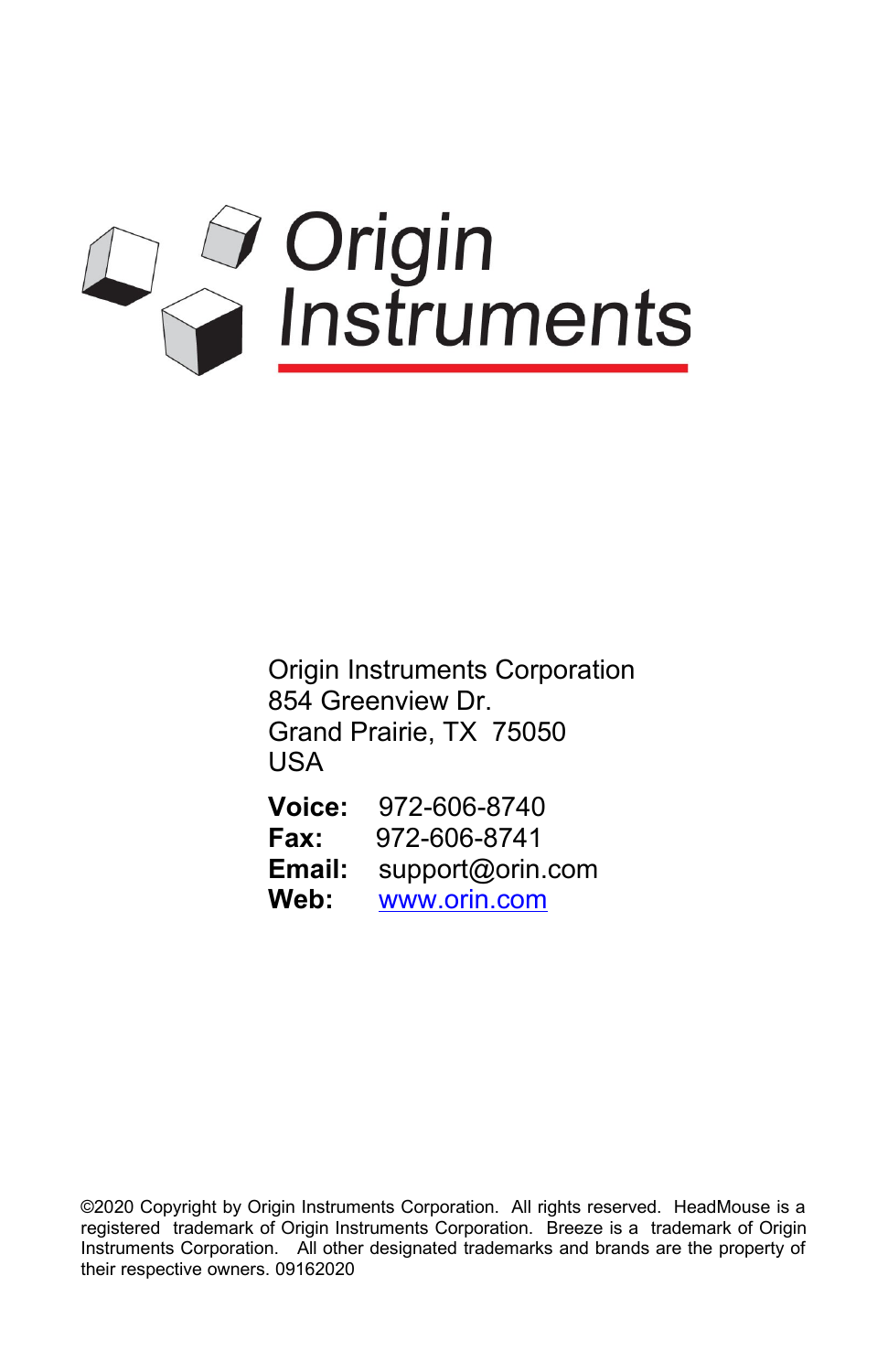Origin Instruments

Origin Instruments Corporation
854 Greenview Dr.
Grand Prairie, TX 75050
USA

**Voice:** 972-606-8740
**Fax:** 972-606-8741
**Email:** support@orin.com
**Web:** www.orin.com

©2020 Copyright by Origin Instruments Corporation. All rights reserved. HeadMouse is a registered trademark of Origin Instruments Corporation. Breeze is a trademark of Origin Instruments Corporation. All other designated trademarks and brands are the property of their respective owners. 09162020